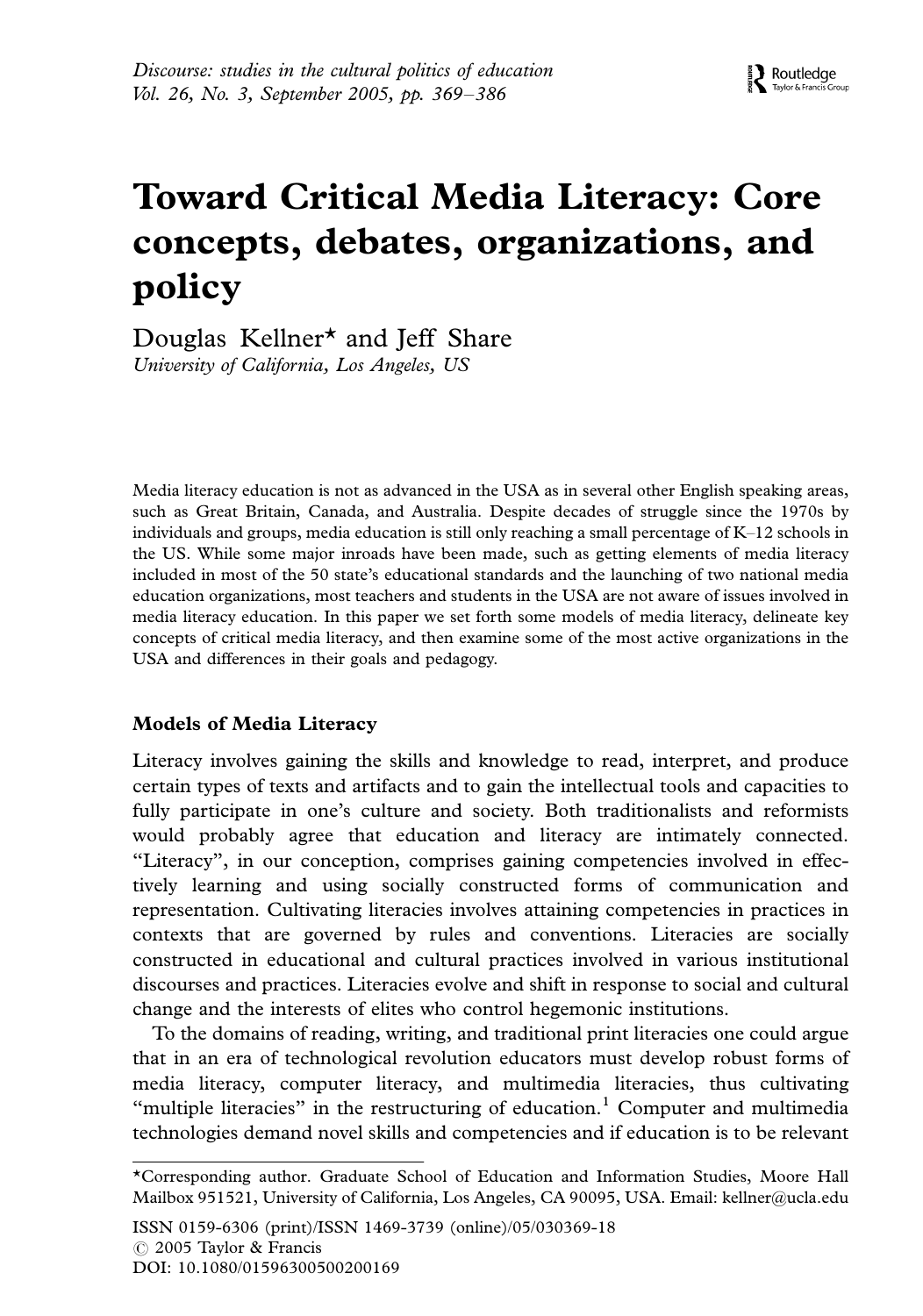# Toward Critical Media Literacy: Core concepts, debates, organizations, and policy

Douglas Kellner* and Jeff Share

*University of California, Los Angeles, US*

Media literacy education is not as advanced in the USA as in several other English speaking areas, such as Great Britain, Canada, and Australia. Despite decades of struggle since the 1970s by individuals and groups, media education is still only reaching a small percentage of K–12 schools in the US. While some major inroads have been made, such as getting elements of media literacy included in most of the 50 state's educational standards and the launching of two national media education organizations, most teachers and students in the USA are not aware of issues involved in media literacy education. In this paper we set forth some models of media literacy, delineate key concepts of critical media literacy, and then examine some of the most active organizations in the USA and differences in their goals and pedagogy.

## Models of Media Literacy

Literacy involves gaining the skills and knowledge to read, interpret, and produce certain types of texts and artifacts and to gain the intellectual tools and capacities to fully participate in one's culture and society. Both traditionalists and reformists would probably agree that education and literacy are intimately connected. "Literacy", in our conception, comprises gaining competencies involved in effectively learning and using socially constructed forms of communication and representation. Cultivating literacies involves attaining competencies in practices in contexts that are governed by rules and conventions. Literacies are socially constructed in educational and cultural practices involved in various institutional discourses and practices. Literacies evolve and shift in response to social and cultural change and the interests of elites who control hegemonic institutions.

To the domains of reading, writing, and traditional print literacies one could argue that in an era of technological revolution educators must develop robust forms of media literacy, computer literacy, and multimedia literacies, thus cultivating "multiple literacies" in the restructuring of education.[1] Computer and multimedia technologies demand novel skills and competencies and if education is to be relevant

---

*Corresponding author. Graduate School of Education and Information Studies, Moore Hall Mailbox 951521, University of California, Los Angeles, CA 90095, USA. Email: kellner@ucla.edu

ISSN 0159-6306 (print)/ISSN 1469-3739 (online)/05/030369-18

© 2005 Taylor & Francis

DOI: 10.1080/01596300500200169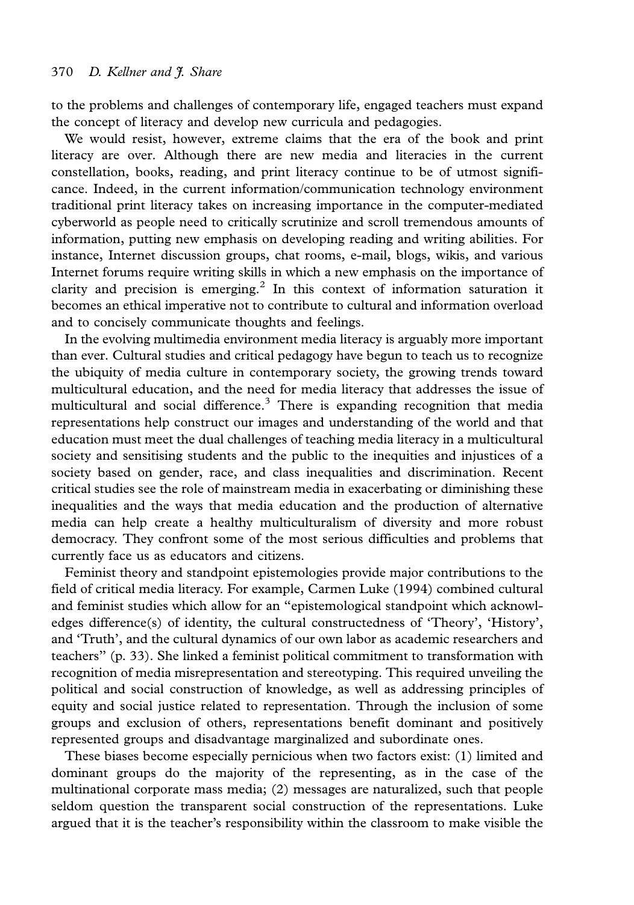to the problems and challenges of contemporary life, engaged teachers must expand the concept of literacy and develop new curricula and pedagogies.

We would resist, however, extreme claims that the era of the book and print literacy are over. Although there are new media and literacies in the current constellation, books, reading, and print literacy continue to be of utmost significance. Indeed, in the current information/communication technology environment traditional print literacy takes on increasing importance in the computer-mediated cyberworld as people need to critically scrutinize and scroll tremendous amounts of information, putting new emphasis on developing reading and writing abilities. For instance, Internet discussion groups, chat rooms, e-mail, blogs, wikis, and various Internet forums require writing skills in which a new emphasis on the importance of clarity and precision is emerging.[2] In this context of information saturation it becomes an ethical imperative not to contribute to cultural and information overload and to concisely communicate thoughts and feelings.

In the evolving multimedia environment media literacy is arguably more important than ever. Cultural studies and critical pedagogy have begun to teach us to recognize the ubiquity of media culture in contemporary society, the growing trends toward multicultural education, and the need for media literacy that addresses the issue of multicultural and social difference.[3] There is expanding recognition that media representations help construct our images and understanding of the world and that education must meet the dual challenges of teaching media literacy in a multicultural society and sensitising students and the public to the inequities and injustices of a society based on gender, race, and class inequalities and discrimination. Recent critical studies see the role of mainstream media in exacerbating or diminishing these inequalities and the ways that media education and the production of alternative media can help create a healthy multiculturalism of diversity and more robust democracy. They confront some of the most serious difficulties and problems that currently face us as educators and citizens.

Feminist theory and standpoint epistemologies provide major contributions to the field of critical media literacy. For example, Carmen Luke (1994) combined cultural and feminist studies which allow for an "epistemological standpoint which acknowledges difference(s) of identity, the cultural constructedness of 'Theory', 'History', and 'Truth', and the cultural dynamics of our own labor as academic researchers and teachers" (p. 33). She linked a feminist political commitment to transformation with recognition of media misrepresentation and stereotyping. This required unveiling the political and social construction of knowledge, as well as addressing principles of equity and social justice related to representation. Through the inclusion of some groups and exclusion of others, representations benefit dominant and positively represented groups and disadvantage marginalized and subordinate ones.

These biases become especially pernicious when two factors exist: (1) limited and dominant groups do the majority of the representing, as in the case of the multinational corporate mass media; (2) messages are naturalized, such that people seldom question the transparent social construction of the representations. Luke argued that it is the teacher's responsibility within the classroom to make visible the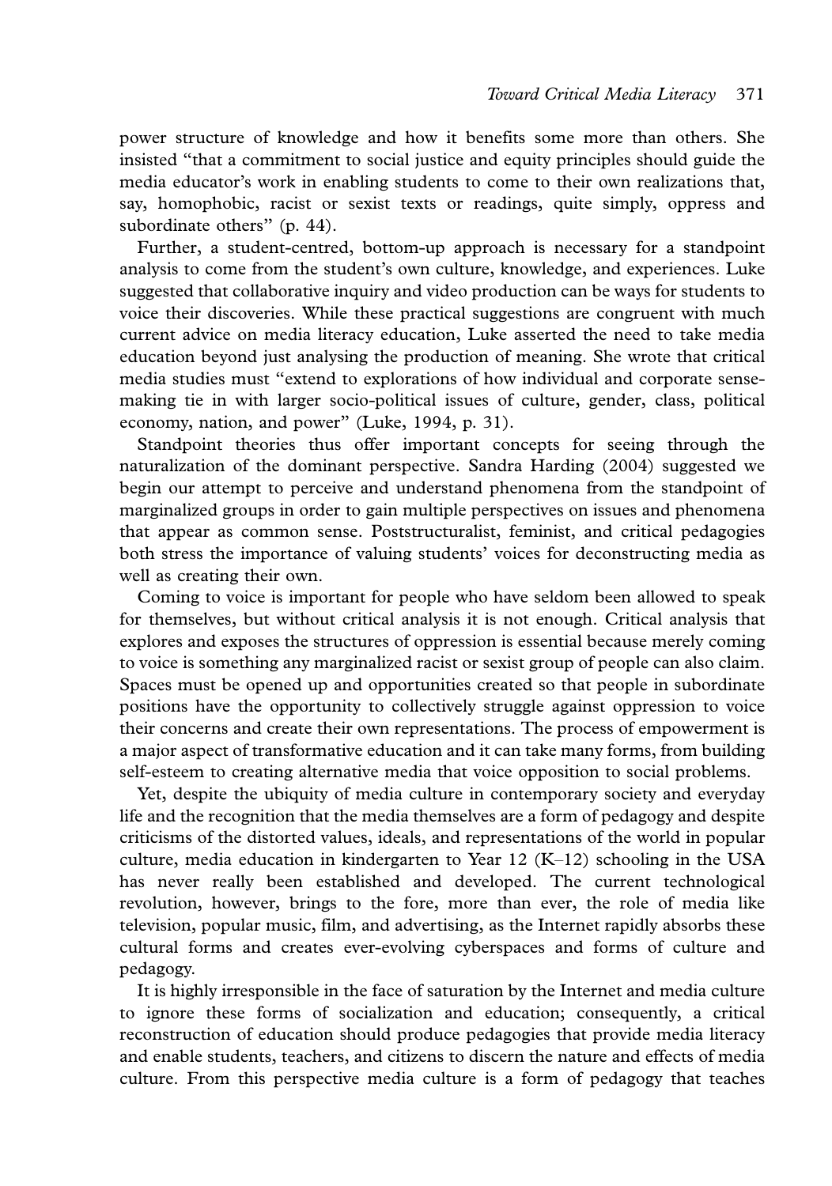power structure of knowledge and how it benefits some more than others. She insisted "that a commitment to social justice and equity principles should guide the media educator's work in enabling students to come to their own realizations that, say, homophobic, racist or sexist texts or readings, quite simply, oppress and subordinate others" (p. 44).

Further, a student-centred, bottom-up approach is necessary for a standpoint analysis to come from the student's own culture, knowledge, and experiences. Luke suggested that collaborative inquiry and video production can be ways for students to voice their discoveries. While these practical suggestions are congruent with much current advice on media literacy education, Luke asserted the need to take media education beyond just analysing the production of meaning. She wrote that critical media studies must "extend to explorations of how individual and corporate sense-making tie in with larger socio-political issues of culture, gender, class, political economy, nation, and power" (Luke, 1994, p. 31).

Standpoint theories thus offer important concepts for seeing through the naturalization of the dominant perspective. Sandra Harding (2004) suggested we begin our attempt to perceive and understand phenomena from the standpoint of marginalized groups in order to gain multiple perspectives on issues and phenomena that appear as common sense. Poststructuralist, feminist, and critical pedagogies both stress the importance of valuing students' voices for deconstructing media as well as creating their own.

Coming to voice is important for people who have seldom been allowed to speak for themselves, but without critical analysis it is not enough. Critical analysis that explores and exposes the structures of oppression is essential because merely coming to voice is something any marginalized racist or sexist group of people can also claim. Spaces must be opened up and opportunities created so that people in subordinate positions have the opportunity to collectively struggle against oppression to voice their concerns and create their own representations. The process of empowerment is a major aspect of transformative education and it can take many forms, from building self-esteem to creating alternative media that voice opposition to social problems.

Yet, despite the ubiquity of media culture in contemporary society and everyday life and the recognition that the media themselves are a form of pedagogy and despite criticisms of the distorted values, ideals, and representations of the world in popular culture, media education in kindergarten to Year 12 (K–12) schooling in the USA has never really been established and developed. The current technological revolution, however, brings to the fore, more than ever, the role of media like television, popular music, film, and advertising, as the Internet rapidly absorbs these cultural forms and creates ever-evolving cyberspaces and forms of culture and pedagogy.

It is highly irresponsible in the face of saturation by the Internet and media culture to ignore these forms of socialization and education; consequently, a critical reconstruction of education should produce pedagogies that provide media literacy and enable students, teachers, and citizens to discern the nature and effects of media culture. From this perspective media culture is a form of pedagogy that teaches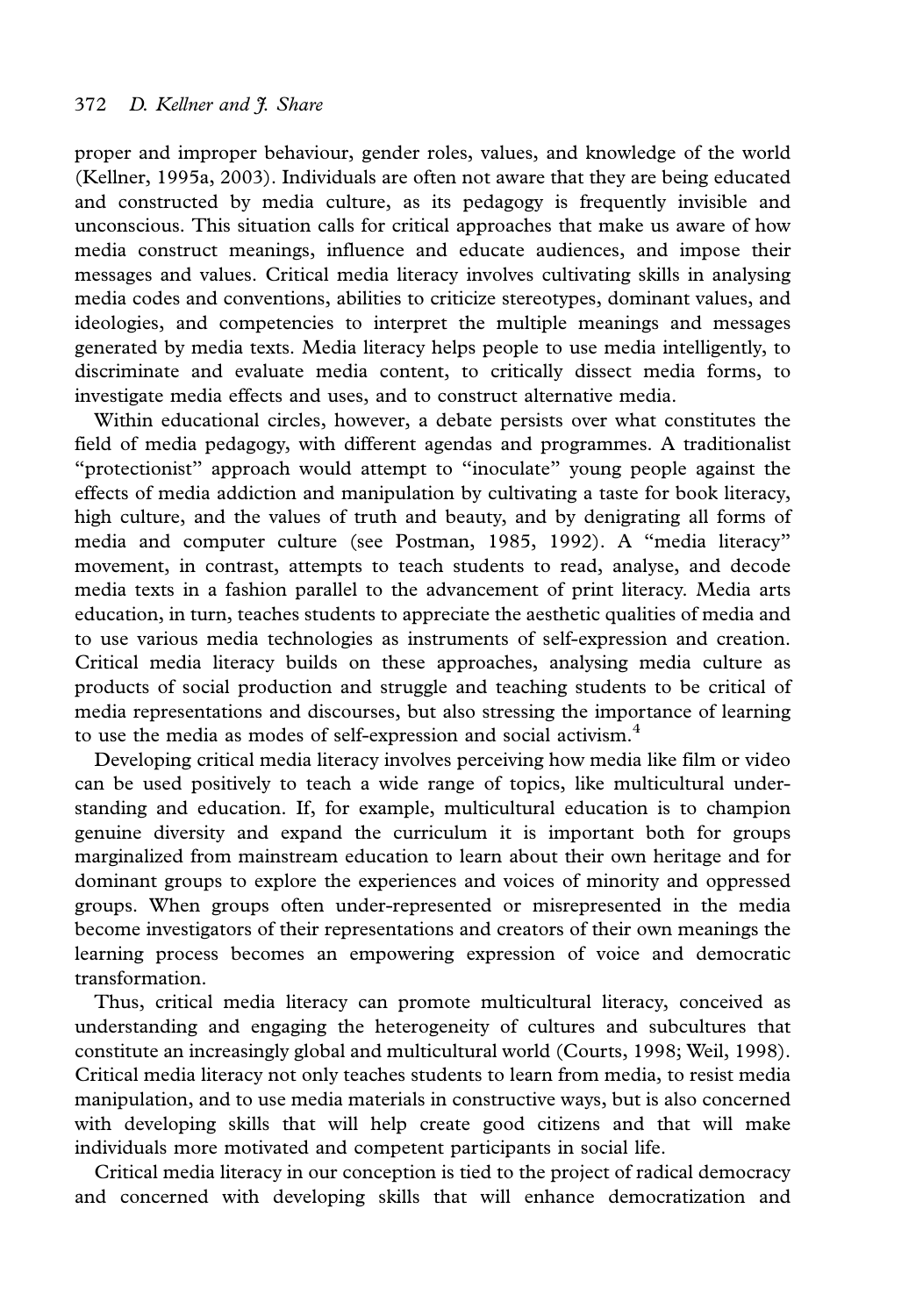proper and improper behaviour, gender roles, values, and knowledge of the world (Kellner, 1995a, 2003). Individuals are often not aware that they are being educated and constructed by media culture, as its pedagogy is frequently invisible and unconscious. This situation calls for critical approaches that make us aware of how media construct meanings, influence and educate audiences, and impose their messages and values. Critical media literacy involves cultivating skills in analysing media codes and conventions, abilities to criticize stereotypes, dominant values, and ideologies, and competencies to interpret the multiple meanings and messages generated by media texts. Media literacy helps people to use media intelligently, to discriminate and evaluate media content, to critically dissect media forms, to investigate media effects and uses, and to construct alternative media.

Within educational circles, however, a debate persists over what constitutes the field of media pedagogy, with different agendas and programmes. A traditionalist "protectionist" approach would attempt to "inoculate" young people against the effects of media addiction and manipulation by cultivating a taste for book literacy, high culture, and the values of truth and beauty, and by denigrating all forms of media and computer culture (see Postman, 1985, 1992). A "media literacy" movement, in contrast, attempts to teach students to read, analyse, and decode media texts in a fashion parallel to the advancement of print literacy. Media arts education, in turn, teaches students to appreciate the aesthetic qualities of media and to use various media technologies as instruments of self-expression and creation. Critical media literacy builds on these approaches, analysing media culture as products of social production and struggle and teaching students to be critical of media representations and discourses, but also stressing the importance of learning to use the media as modes of self-expression and social activism.[4]

Developing critical media literacy involves perceiving how media like film or video can be used positively to teach a wide range of topics, like multicultural understanding and education. If, for example, multicultural education is to champion genuine diversity and expand the curriculum it is important both for groups marginalized from mainstream education to learn about their own heritage and for dominant groups to explore the experiences and voices of minority and oppressed groups. When groups often under-represented or misrepresented in the media become investigators of their representations and creators of their own meanings the learning process becomes an empowering expression of voice and democratic transformation.

Thus, critical media literacy can promote multicultural literacy, conceived as understanding and engaging the heterogeneity of cultures and subcultures that constitute an increasingly global and multicultural world (Courts, 1998; Weil, 1998). Critical media literacy not only teaches students to learn from media, to resist media manipulation, and to use media materials in constructive ways, but is also concerned with developing skills that will help create good citizens and that will make individuals more motivated and competent participants in social life.

Critical media literacy in our conception is tied to the project of radical democracy and concerned with developing skills that will enhance democratization and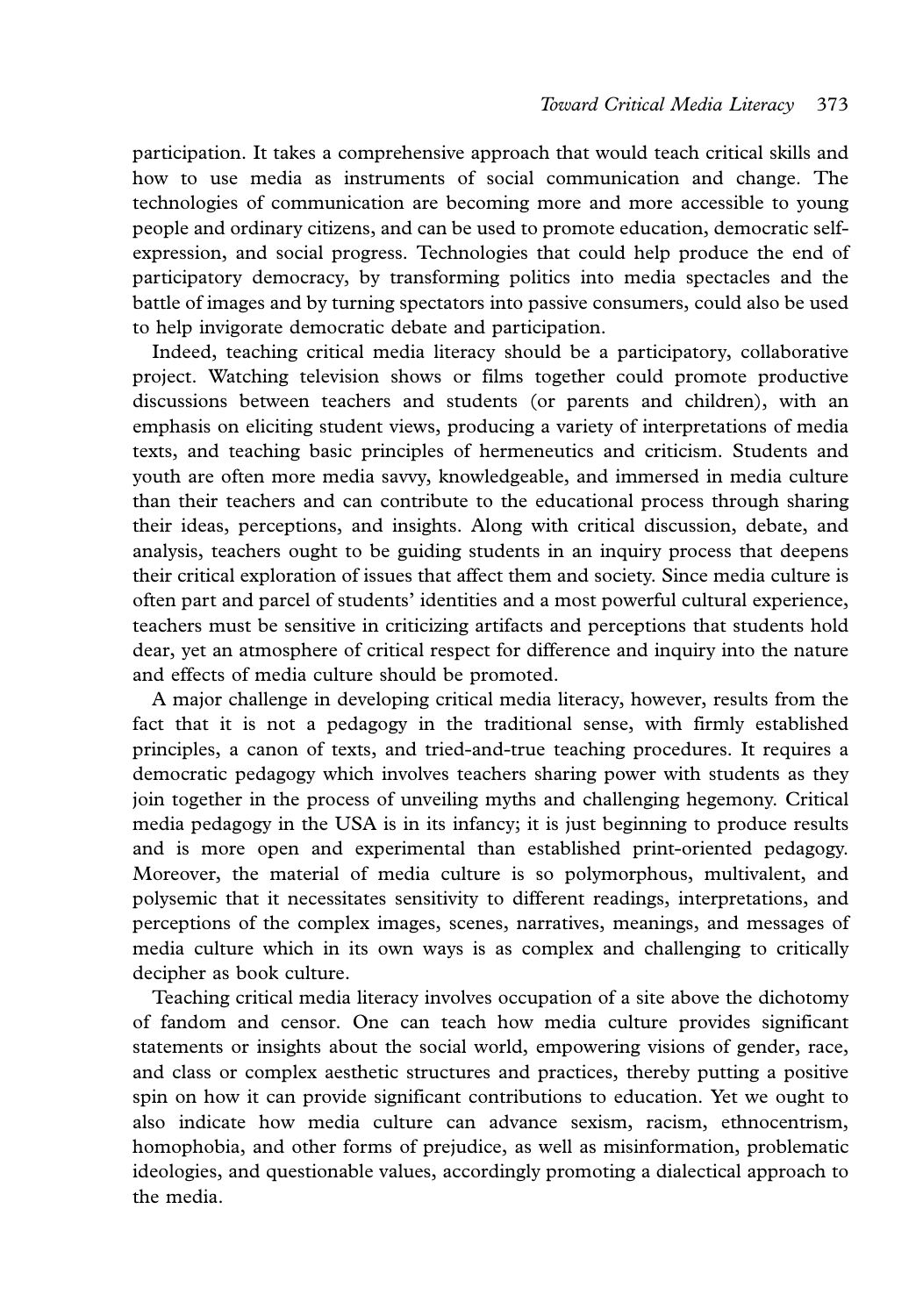participation. It takes a comprehensive approach that would teach critical skills and how to use media as instruments of social communication and change. The technologies of communication are becoming more and more accessible to young people and ordinary citizens, and can be used to promote education, democratic self-expression, and social progress. Technologies that could help produce the end of participatory democracy, by transforming politics into media spectacles and the battle of images and by turning spectators into passive consumers, could also be used to help invigorate democratic debate and participation.

Indeed, teaching critical media literacy should be a participatory, collaborative project. Watching television shows or films together could promote productive discussions between teachers and students (or parents and children), with an emphasis on eliciting student views, producing a variety of interpretations of media texts, and teaching basic principles of hermeneutics and criticism. Students and youth are often more media savvy, knowledgeable, and immersed in media culture than their teachers and can contribute to the educational process through sharing their ideas, perceptions, and insights. Along with critical discussion, debate, and analysis, teachers ought to be guiding students in an inquiry process that deepens their critical exploration of issues that affect them and society. Since media culture is often part and parcel of students' identities and a most powerful cultural experience, teachers must be sensitive in criticizing artifacts and perceptions that students hold dear, yet an atmosphere of critical respect for difference and inquiry into the nature and effects of media culture should be promoted.

A major challenge in developing critical media literacy, however, results from the fact that it is not a pedagogy in the traditional sense, with firmly established principles, a canon of texts, and tried-and-true teaching procedures. It requires a democratic pedagogy which involves teachers sharing power with students as they join together in the process of unveiling myths and challenging hegemony. Critical media pedagogy in the USA is in its infancy; it is just beginning to produce results and is more open and experimental than established print-oriented pedagogy. Moreover, the material of media culture is so polymorphous, multivalent, and polysemic that it necessitates sensitivity to different readings, interpretations, and perceptions of the complex images, scenes, narratives, meanings, and messages of media culture which in its own ways is as complex and challenging to critically decipher as book culture.

Teaching critical media literacy involves occupation of a site above the dichotomy of fandom and censor. One can teach how media culture provides significant statements or insights about the social world, empowering visions of gender, race, and class or complex aesthetic structures and practices, thereby putting a positive spin on how it can provide significant contributions to education. Yet we ought to also indicate how media culture can advance sexism, racism, ethnocentrism, homophobia, and other forms of prejudice, as well as misinformation, problematic ideologies, and questionable values, accordingly promoting a dialectical approach to the media.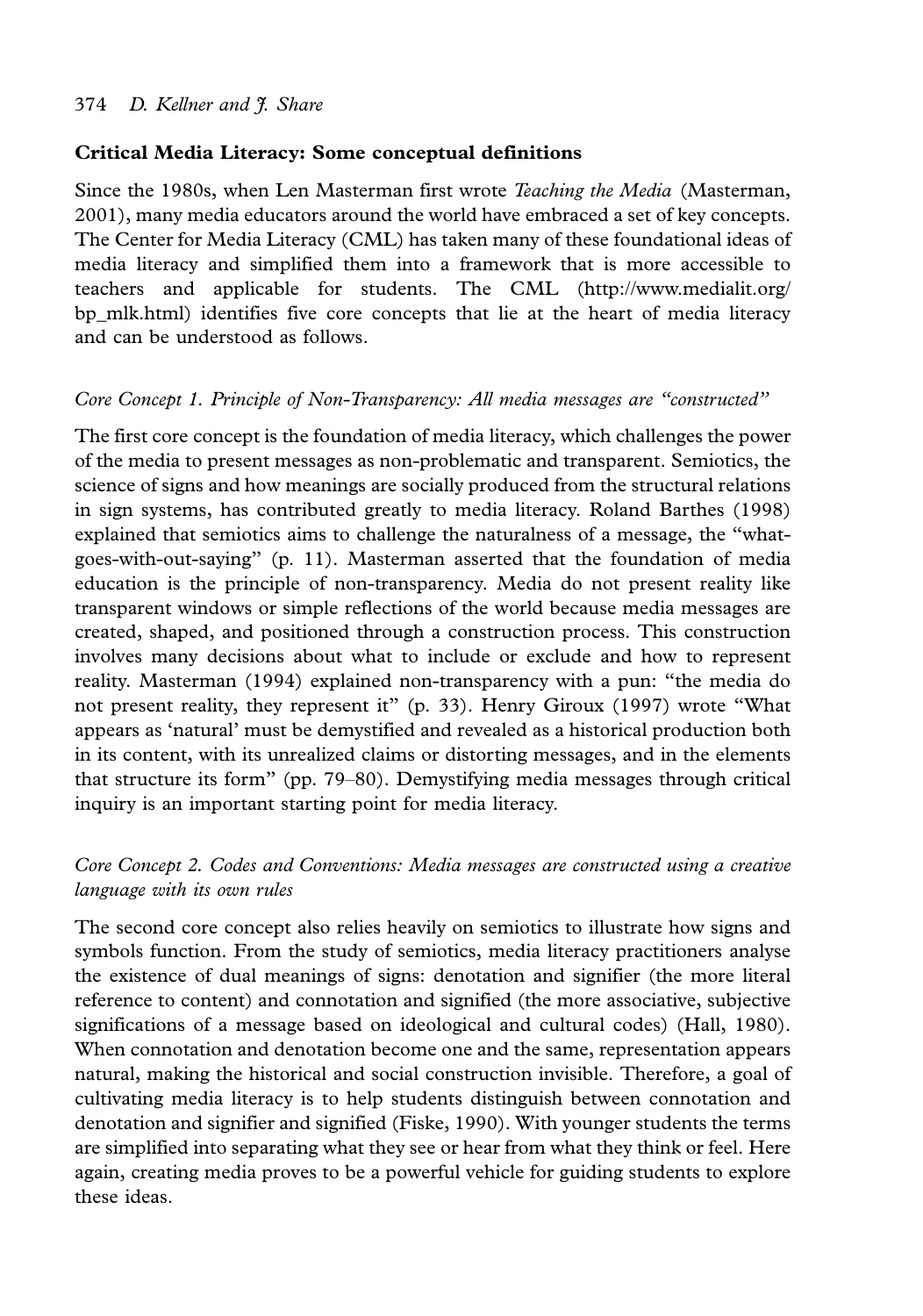## Critical Media Literacy: Some conceptual definitions

Since the 1980s, when Len Masterman first wrote *Teaching the Media* (Masterman, 2001), many media educators around the world have embraced a set of key concepts. The Center for Media Literacy (CML) has taken many of these foundational ideas of media literacy and simplified them into a framework that is more accessible to teachers and applicable for students. The CML (http://www.medialit.org/bp_mlk.html) identifies five core concepts that lie at the heart of media literacy and can be understood as follows.

### *Core Concept 1. Principle of Non-Transparency: All media messages are "constructed"*

The first core concept is the foundation of media literacy, which challenges the power of the media to present messages as non-problematic and transparent. Semiotics, the science of signs and how meanings are socially produced from the structural relations in sign systems, has contributed greatly to media literacy. Roland Barthes (1998) explained that semiotics aims to challenge the naturalness of a message, the "what-goes-with-out-saying" (p. 11). Masterman asserted that the foundation of media education is the principle of non-transparency. Media do not present reality like transparent windows or simple reflections of the world because media messages are created, shaped, and positioned through a construction process. This construction involves many decisions about what to include or exclude and how to represent reality. Masterman (1994) explained non-transparency with a pun: "the media do not present reality, they represent it" (p. 33). Henry Giroux (1997) wrote "What appears as 'natural' must be demystified and revealed as a historical production both in its content, with its unrealized claims or distorting messages, and in the elements that structure its form" (pp. 79–80). Demystifying media messages through critical inquiry is an important starting point for media literacy.

### *Core Concept 2. Codes and Conventions: Media messages are constructed using a creative language with its own rules*

The second core concept also relies heavily on semiotics to illustrate how signs and symbols function. From the study of semiotics, media literacy practitioners analyse the existence of dual meanings of signs: denotation and signifier (the more literal reference to content) and connotation and signified (the more associative, subjective significations of a message based on ideological and cultural codes) (Hall, 1980). When connotation and denotation become one and the same, representation appears natural, making the historical and social construction invisible. Therefore, a goal of cultivating media literacy is to help students distinguish between connotation and denotation and signifier and signified (Fiske, 1990). With younger students the terms are simplified into separating what they see or hear from what they think or feel. Here again, creating media proves to be a powerful vehicle for guiding students to explore these ideas.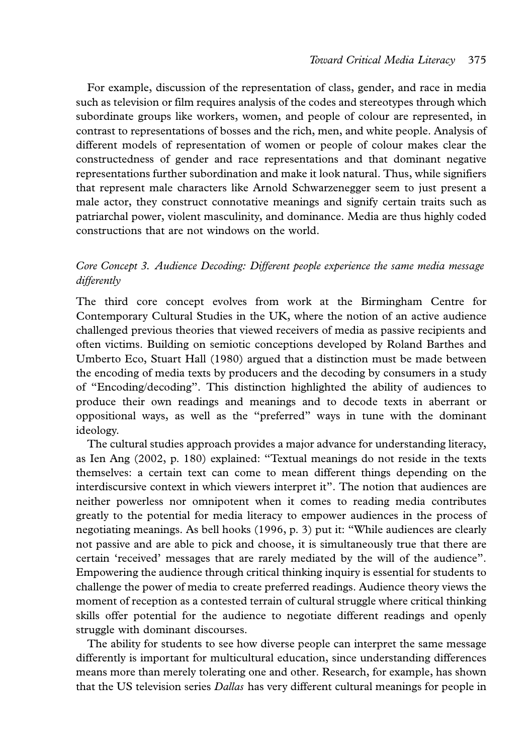For example, discussion of the representation of class, gender, and race in media such as television or film requires analysis of the codes and stereotypes through which subordinate groups like workers, women, and people of colour are represented, in contrast to representations of bosses and the rich, men, and white people. Analysis of different models of representation of women or people of colour makes clear the constructedness of gender and race representations and that dominant negative representations further subordination and make it look natural. Thus, while signifiers that represent male characters like Arnold Schwarzenegger seem to just present a male actor, they construct connotative meanings and signify certain traits such as patriarchal power, violent masculinity, and dominance. Media are thus highly coded constructions that are not windows on the world.

### *Core Concept 3. Audience Decoding: Different people experience the same media message differently*

The third core concept evolves from work at the Birmingham Centre for Contemporary Cultural Studies in the UK, where the notion of an active audience challenged previous theories that viewed receivers of media as passive recipients and often victims. Building on semiotic conceptions developed by Roland Barthes and Umberto Eco, Stuart Hall (1980) argued that a distinction must be made between the encoding of media texts by producers and the decoding by consumers in a study of "Encoding/decoding". This distinction highlighted the ability of audiences to produce their own readings and meanings and to decode texts in aberrant or oppositional ways, as well as the "preferred" ways in tune with the dominant ideology.

The cultural studies approach provides a major advance for understanding literacy, as Ien Ang (2002, p. 180) explained: "Textual meanings do not reside in the texts themselves: a certain text can come to mean different things depending on the interdiscursive context in which viewers interpret it". The notion that audiences are neither powerless nor omnipotent when it comes to reading media contributes greatly to the potential for media literacy to empower audiences in the process of negotiating meanings. As bell hooks (1996, p. 3) put it: "While audiences are clearly not passive and are able to pick and choose, it is simultaneously true that there are certain 'received' messages that are rarely mediated by the will of the audience". Empowering the audience through critical thinking inquiry is essential for students to challenge the power of media to create preferred readings. Audience theory views the moment of reception as a contested terrain of cultural struggle where critical thinking skills offer potential for the audience to negotiate different readings and openly struggle with dominant discourses.

The ability for students to see how diverse people can interpret the same message differently is important for multicultural education, since understanding differences means more than merely tolerating one and other. Research, for example, has shown that the US television series *Dallas* has very different cultural meanings for people in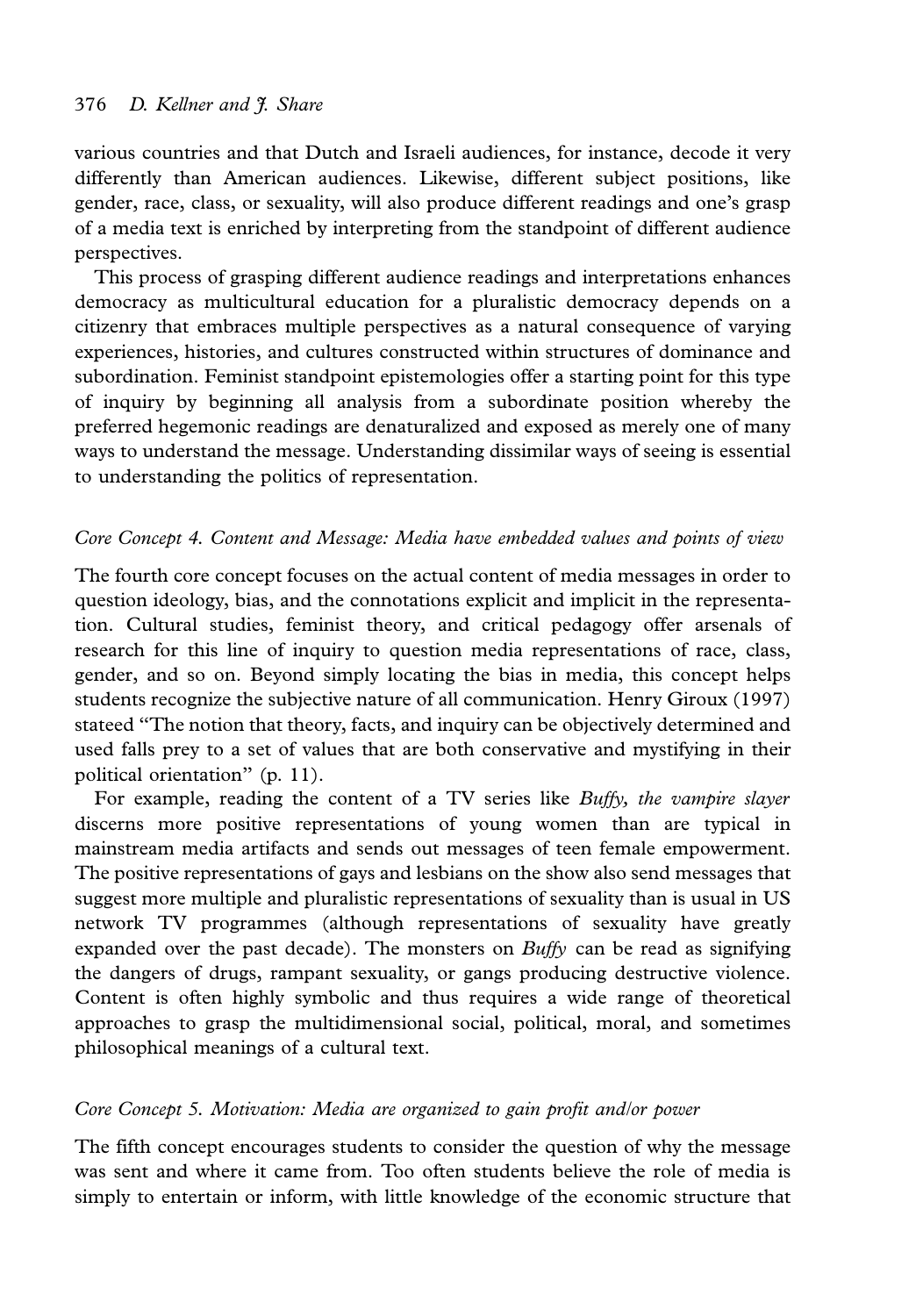various countries and that Dutch and Israeli audiences, for instance, decode it very differently than American audiences. Likewise, different subject positions, like gender, race, class, or sexuality, will also produce different readings and one's grasp of a media text is enriched by interpreting from the standpoint of different audience perspectives.

This process of grasping different audience readings and interpretations enhances democracy as multicultural education for a pluralistic democracy depends on a citizenry that embraces multiple perspectives as a natural consequence of varying experiences, histories, and cultures constructed within structures of dominance and subordination. Feminist standpoint epistemologies offer a starting point for this type of inquiry by beginning all analysis from a subordinate position whereby the preferred hegemonic readings are denaturalized and exposed as merely one of many ways to understand the message. Understanding dissimilar ways of seeing is essential to understanding the politics of representation.

### *Core Concept 4. Content and Message: Media have embedded values and points of view*

The fourth core concept focuses on the actual content of media messages in order to question ideology, bias, and the connotations explicit and implicit in the representation. Cultural studies, feminist theory, and critical pedagogy offer arsenals of research for this line of inquiry to question media representations of race, class, gender, and so on. Beyond simply locating the bias in media, this concept helps students recognize the subjective nature of all communication. Henry Giroux (1997) stateed "The notion that theory, facts, and inquiry can be objectively determined and used falls prey to a set of values that are both conservative and mystifying in their political orientation" (p. 11).

For example, reading the content of a TV series like *Buffy, the vampire slayer* discerns more positive representations of young women than are typical in mainstream media artifacts and sends out messages of teen female empowerment. The positive representations of gays and lesbians on the show also send messages that suggest more multiple and pluralistic representations of sexuality than is usual in US network TV programmes (although representations of sexuality have greatly expanded over the past decade). The monsters on *Buffy* can be read as signifying the dangers of drugs, rampant sexuality, or gangs producing destructive violence. Content is often highly symbolic and thus requires a wide range of theoretical approaches to grasp the multidimensional social, political, moral, and sometimes philosophical meanings of a cultural text.

### *Core Concept 5. Motivation: Media are organized to gain profit and/or power*

The fifth concept encourages students to consider the question of why the message was sent and where it came from. Too often students believe the role of media is simply to entertain or inform, with little knowledge of the economic structure that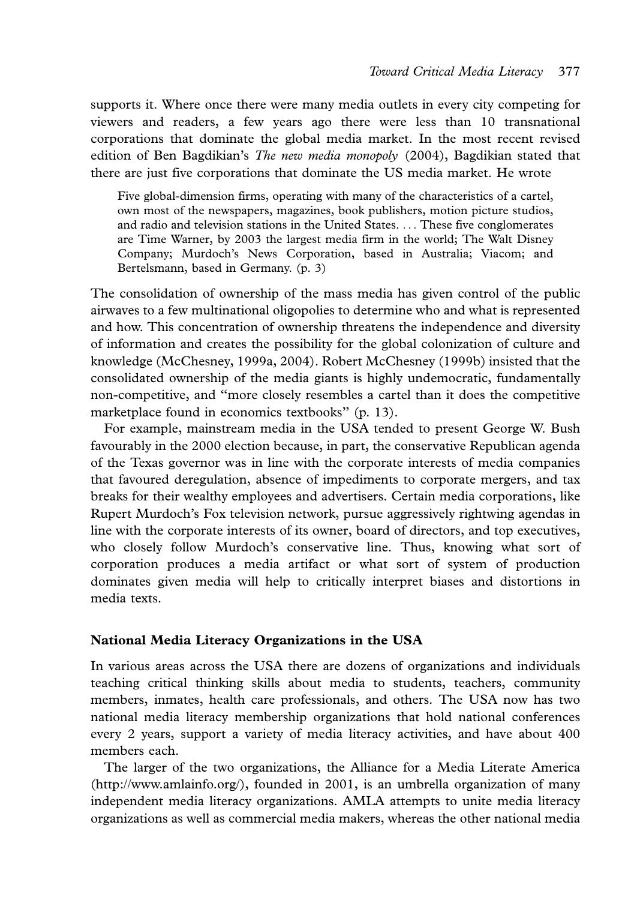supports it. Where once there were many media outlets in every city competing for viewers and readers, a few years ago there were less than 10 transnational corporations that dominate the global media market. In the most recent revised edition of Ben Bagdikian's *The new media monopoly* (2004), Bagdikian stated that there are just five corporations that dominate the US media market. He wrote

> Five global-dimension firms, operating with many of the characteristics of a cartel, own most of the newspapers, magazines, book publishers, motion picture studios, and radio and television stations in the United States. . . . These five conglomerates are Time Warner, by 2003 the largest media firm in the world; The Walt Disney Company; Murdoch's News Corporation, based in Australia; Viacom; and Bertelsmann, based in Germany. (p. 3)

The consolidation of ownership of the mass media has given control of the public airwaves to a few multinational oligopolies to determine who and what is represented and how. This concentration of ownership threatens the independence and diversity of information and creates the possibility for the global colonization of culture and knowledge (McChesney, 1999a, 2004). Robert McChesney (1999b) insisted that the consolidated ownership of the media giants is highly undemocratic, fundamentally non-competitive, and "more closely resembles a cartel than it does the competitive marketplace found in economics textbooks" (p. 13).

For example, mainstream media in the USA tended to present George W. Bush favourably in the 2000 election because, in part, the conservative Republican agenda of the Texas governor was in line with the corporate interests of media companies that favoured deregulation, absence of impediments to corporate mergers, and tax breaks for their wealthy employees and advertisers. Certain media corporations, like Rupert Murdoch's Fox television network, pursue aggressively rightwing agendas in line with the corporate interests of its owner, board of directors, and top executives, who closely follow Murdoch's conservative line. Thus, knowing what sort of corporation produces a media artifact or what sort of system of production dominates given media will help to critically interpret biases and distortions in media texts.

### National Media Literacy Organizations in the USA

In various areas across the USA there are dozens of organizations and individuals teaching critical thinking skills about media to students, teachers, community members, inmates, health care professionals, and others. The USA now has two national media literacy membership organizations that hold national conferences every 2 years, support a variety of media literacy activities, and have about 400 members each.

The larger of the two organizations, the Alliance for a Media Literate America (http://www.amlainfo.org/), founded in 2001, is an umbrella organization of many independent media literacy organizations. AMLA attempts to unite media literacy organizations as well as commercial media makers, whereas the other national media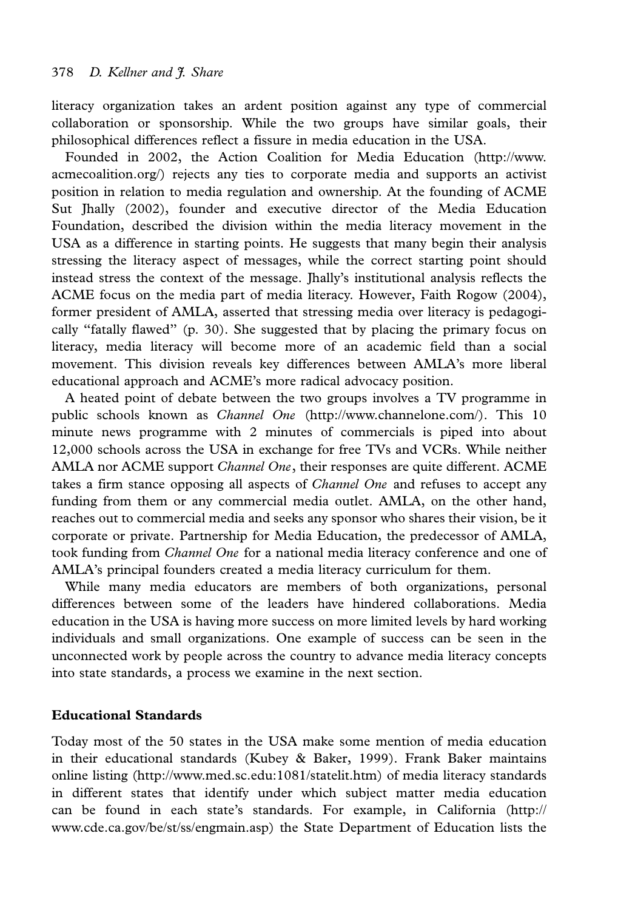literacy organization takes an ardent position against any type of commercial collaboration or sponsorship. While the two groups have similar goals, their philosophical differences reflect a fissure in media education in the USA.

Founded in 2002, the Action Coalition for Media Education (http://www.acmecoalition.org/) rejects any ties to corporate media and supports an activist position in relation to media regulation and ownership. At the founding of ACME Sut Jhally (2002), founder and executive director of the Media Education Foundation, described the division within the media literacy movement in the USA as a difference in starting points. He suggests that many begin their analysis stressing the literacy aspect of messages, while the correct starting point should instead stress the context of the message. Jhally's institutional analysis reflects the ACME focus on the media part of media literacy. However, Faith Rogow (2004), former president of AMLA, asserted that stressing media over literacy is pedagogically "fatally flawed" (p. 30). She suggested that by placing the primary focus on literacy, media literacy will become more of an academic field than a social movement. This division reveals key differences between AMLA's more liberal educational approach and ACME's more radical advocacy position.

A heated point of debate between the two groups involves a TV programme in public schools known as *Channel One* (http://www.channelone.com/). This 10 minute news programme with 2 minutes of commercials is piped into about 12,000 schools across the USA in exchange for free TVs and VCRs. While neither AMLA nor ACME support *Channel One*, their responses are quite different. ACME takes a firm stance opposing all aspects of *Channel One* and refuses to accept any funding from them or any commercial media outlet. AMLA, on the other hand, reaches out to commercial media and seeks any sponsor who shares their vision, be it corporate or private. Partnership for Media Education, the predecessor of AMLA, took funding from *Channel One* for a national media literacy conference and one of AMLA's principal founders created a media literacy curriculum for them.

While many media educators are members of both organizations, personal differences between some of the leaders have hindered collaborations. Media education in the USA is having more success on more limited levels by hard working individuals and small organizations. One example of success can be seen in the unconnected work by people across the country to advance media literacy concepts into state standards, a process we examine in the next section.

## Educational Standards

Today most of the 50 states in the USA make some mention of media education in their educational standards (Kubey & Baker, 1999). Frank Baker maintains online listing (http://www.med.sc.edu:1081/statelit.htm) of media literacy standards in different states that identify under which subject matter media education can be found in each state's standards. For example, in California (http://www.cde.ca.gov/be/st/ss/engmain.asp) the State Department of Education lists the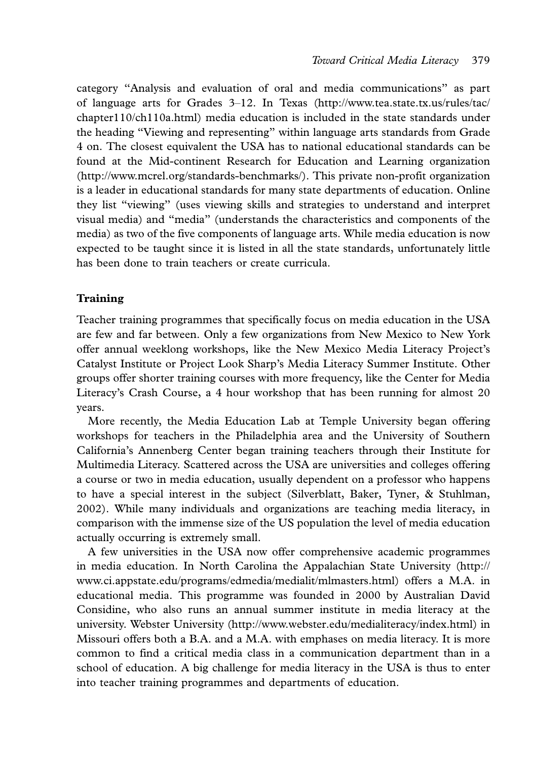category "Analysis and evaluation of oral and media communications" as part of language arts for Grades 3–12. In Texas (http://www.tea.state.tx.us/rules/tac/chapter110/ch110a.html) media education is included in the state standards under the heading "Viewing and representing" within language arts standards from Grade 4 on. The closest equivalent the USA has to national educational standards can be found at the Mid-continent Research for Education and Learning organization (http://www.mcrel.org/standards-benchmarks/). This private non-profit organization is a leader in educational standards for many state departments of education. Online they list "viewing" (uses viewing skills and strategies to understand and interpret visual media) and "media" (understands the characteristics and components of the media) as two of the five components of language arts. While media education is now expected to be taught since it is listed in all the state standards, unfortunately little has been done to train teachers or create curricula.

## Training

Teacher training programmes that specifically focus on media education in the USA are few and far between. Only a few organizations from New Mexico to New York offer annual weeklong workshops, like the New Mexico Media Literacy Project's Catalyst Institute or Project Look Sharp's Media Literacy Summer Institute. Other groups offer shorter training courses with more frequency, like the Center for Media Literacy's Crash Course, a 4 hour workshop that has been running for almost 20 years.

More recently, the Media Education Lab at Temple University began offering workshops for teachers in the Philadelphia area and the University of Southern California's Annenberg Center began training teachers through their Institute for Multimedia Literacy. Scattered across the USA are universities and colleges offering a course or two in media education, usually dependent on a professor who happens to have a special interest in the subject (Silverblatt, Baker, Tyner, & Stuhlman, 2002). While many individuals and organizations are teaching media literacy, in comparison with the immense size of the US population the level of media education actually occurring is extremely small.

A few universities in the USA now offer comprehensive academic programmes in media education. In North Carolina the Appalachian State University (http://www.ci.appstate.edu/programs/edmedia/medialit/mlmasters.html) offers a M.A. in educational media. This programme was founded in 2000 by Australian David Considine, who also runs an annual summer institute in media literacy at the university. Webster University (http://www.webster.edu/medialiteracy/index.html) in Missouri offers both a B.A. and a M.A. with emphases on media literacy. It is more common to find a critical media class in a communication department than in a school of education. A big challenge for media literacy in the USA is thus to enter into teacher training programmes and departments of education.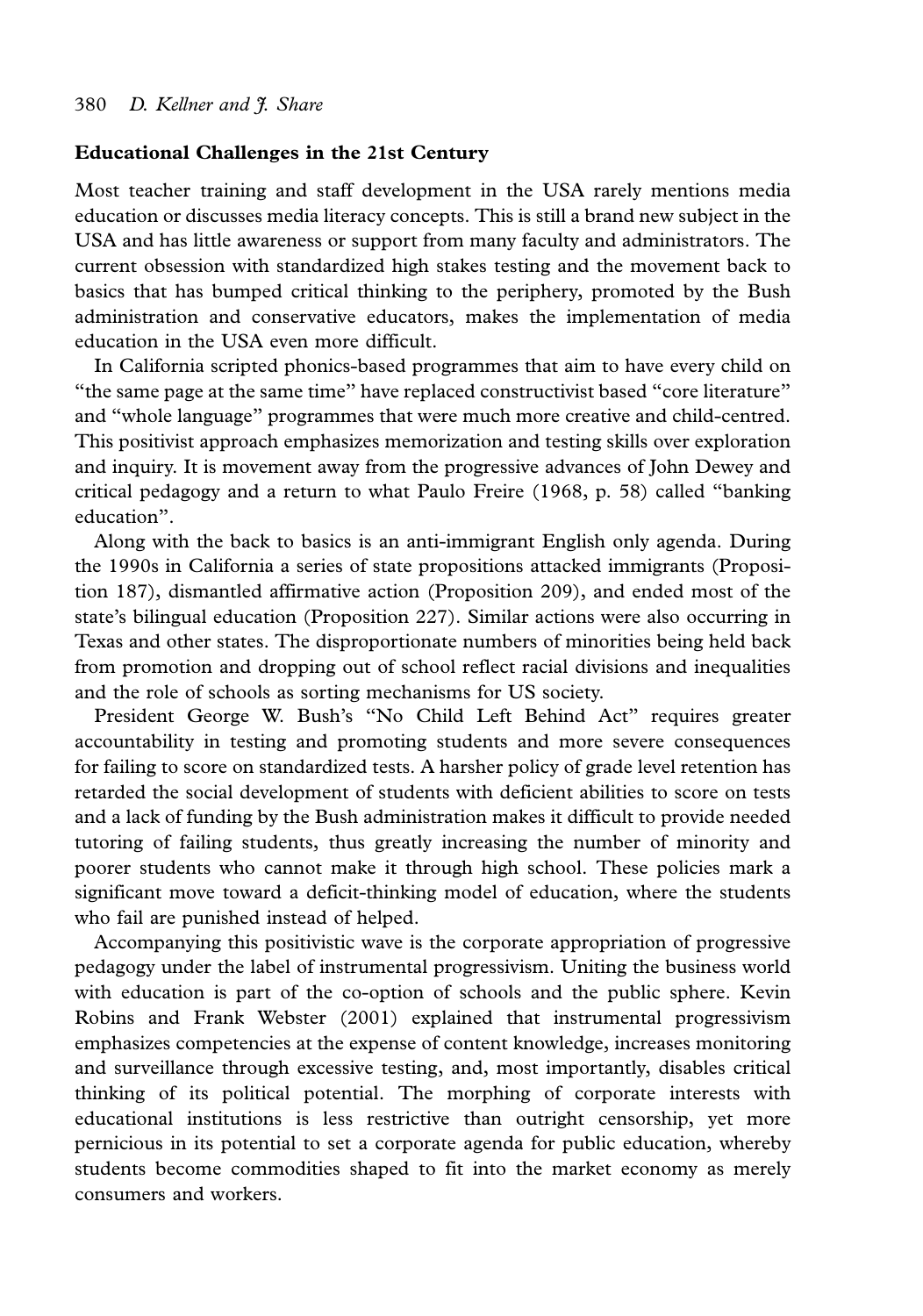## Educational Challenges in the 21st Century

Most teacher training and staff development in the USA rarely mentions media education or discusses media literacy concepts. This is still a brand new subject in the USA and has little awareness or support from many faculty and administrators. The current obsession with standardized high stakes testing and the movement back to basics that has bumped critical thinking to the periphery, promoted by the Bush administration and conservative educators, makes the implementation of media education in the USA even more difficult.

In California scripted phonics-based programmes that aim to have every child on "the same page at the same time" have replaced constructivist based "core literature" and "whole language" programmes that were much more creative and child-centred. This positivist approach emphasizes memorization and testing skills over exploration and inquiry. It is movement away from the progressive advances of John Dewey and critical pedagogy and a return to what Paulo Freire (1968, p. 58) called "banking education".

Along with the back to basics is an anti-immigrant English only agenda. During the 1990s in California a series of state propositions attacked immigrants (Proposition 187), dismantled affirmative action (Proposition 209), and ended most of the state's bilingual education (Proposition 227). Similar actions were also occurring in Texas and other states. The disproportionate numbers of minorities being held back from promotion and dropping out of school reflect racial divisions and inequalities and the role of schools as sorting mechanisms for US society.

President George W. Bush's "No Child Left Behind Act" requires greater accountability in testing and promoting students and more severe consequences for failing to score on standardized tests. A harsher policy of grade level retention has retarded the social development of students with deficient abilities to score on tests and a lack of funding by the Bush administration makes it difficult to provide needed tutoring of failing students, thus greatly increasing the number of minority and poorer students who cannot make it through high school. These policies mark a significant move toward a deficit-thinking model of education, where the students who fail are punished instead of helped.

Accompanying this positivistic wave is the corporate appropriation of progressive pedagogy under the label of instrumental progressivism. Uniting the business world with education is part of the co-option of schools and the public sphere. Kevin Robins and Frank Webster (2001) explained that instrumental progressivism emphasizes competencies at the expense of content knowledge, increases monitoring and surveillance through excessive testing, and, most importantly, disables critical thinking of its political potential. The morphing of corporate interests with educational institutions is less restrictive than outright censorship, yet more pernicious in its potential to set a corporate agenda for public education, whereby students become commodities shaped to fit into the market economy as merely consumers and workers.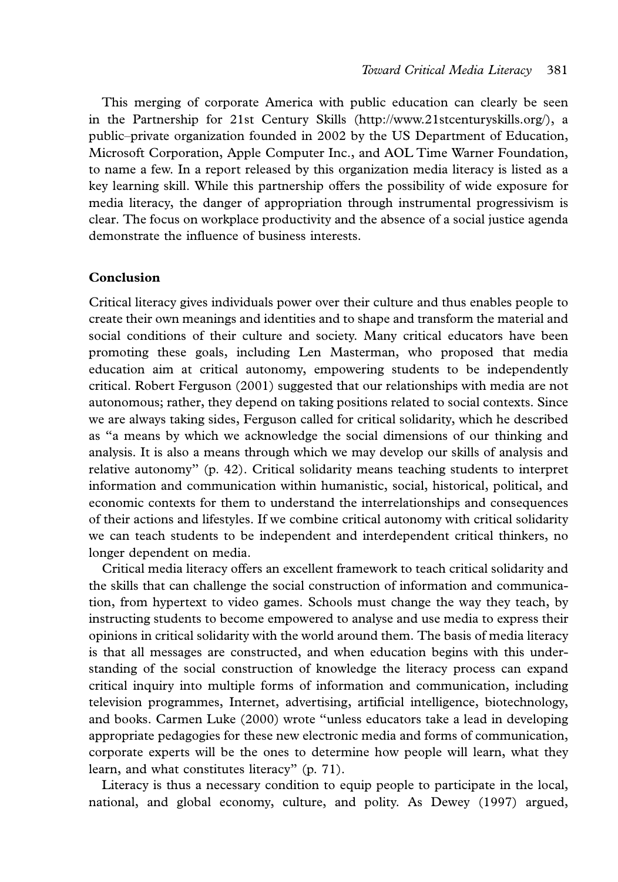This merging of corporate America with public education can clearly be seen in the Partnership for 21st Century Skills (http://www.21stcenturyskills.org/), a public–private organization founded in 2002 by the US Department of Education, Microsoft Corporation, Apple Computer Inc., and AOL Time Warner Foundation, to name a few. In a report released by this organization media literacy is listed as a key learning skill. While this partnership offers the possibility of wide exposure for media literacy, the danger of appropriation through instrumental progressivism is clear. The focus on workplace productivity and the absence of a social justice agenda demonstrate the influence of business interests.

## Conclusion

Critical literacy gives individuals power over their culture and thus enables people to create their own meanings and identities and to shape and transform the material and social conditions of their culture and society. Many critical educators have been promoting these goals, including Len Masterman, who proposed that media education aim at critical autonomy, empowering students to be independently critical. Robert Ferguson (2001) suggested that our relationships with media are not autonomous; rather, they depend on taking positions related to social contexts. Since we are always taking sides, Ferguson called for critical solidarity, which he described as "a means by which we acknowledge the social dimensions of our thinking and analysis. It is also a means through which we may develop our skills of analysis and relative autonomy" (p. 42). Critical solidarity means teaching students to interpret information and communication within humanistic, social, historical, political, and economic contexts for them to understand the interrelationships and consequences of their actions and lifestyles. If we combine critical autonomy with critical solidarity we can teach students to be independent and interdependent critical thinkers, no longer dependent on media.

Critical media literacy offers an excellent framework to teach critical solidarity and the skills that can challenge the social construction of information and communication, from hypertext to video games. Schools must change the way they teach, by instructing students to become empowered to analyse and use media to express their opinions in critical solidarity with the world around them. The basis of media literacy is that all messages are constructed, and when education begins with this understanding of the social construction of knowledge the literacy process can expand critical inquiry into multiple forms of information and communication, including television programmes, Internet, advertising, artificial intelligence, biotechnology, and books. Carmen Luke (2000) wrote "unless educators take a lead in developing appropriate pedagogies for these new electronic media and forms of communication, corporate experts will be the ones to determine how people will learn, what they learn, and what constitutes literacy" (p. 71).

Literacy is thus a necessary condition to equip people to participate in the local, national, and global economy, culture, and polity. As Dewey (1997) argued,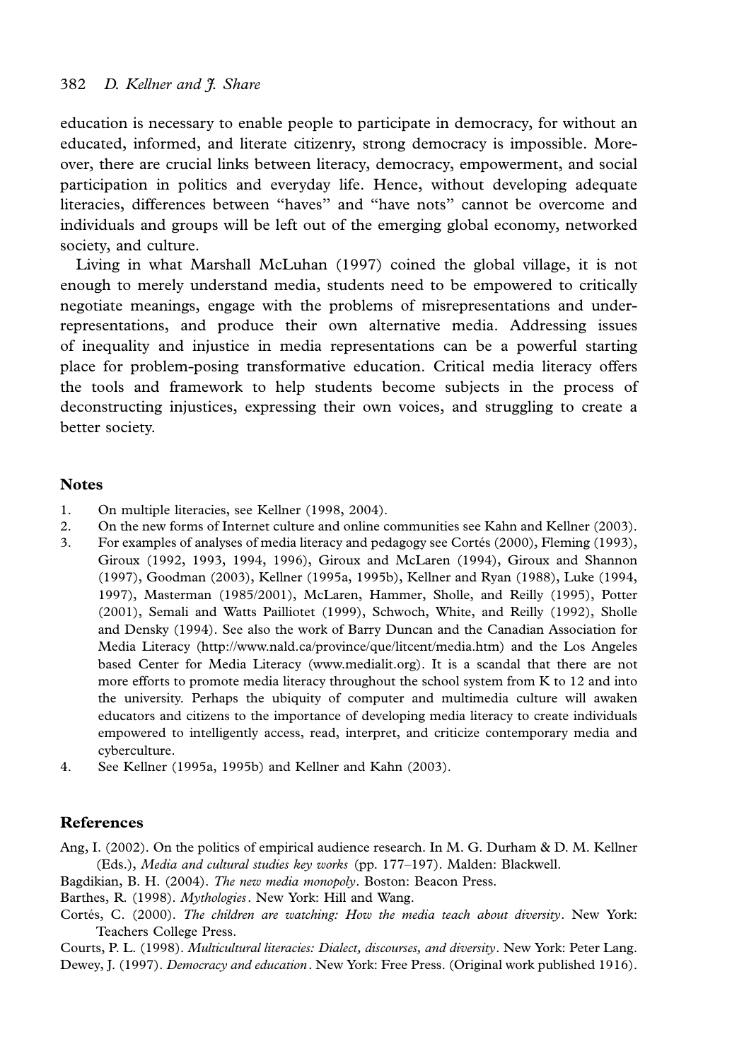education is necessary to enable people to participate in democracy, for without an educated, informed, and literate citizenry, strong democracy is impossible. Moreover, there are crucial links between literacy, democracy, empowerment, and social participation in politics and everyday life. Hence, without developing adequate literacies, differences between "haves" and "have nots" cannot be overcome and individuals and groups will be left out of the emerging global economy, networked society, and culture.

Living in what Marshall McLuhan (1997) coined the global village, it is not enough to merely understand media, students need to be empowered to critically negotiate meanings, engage with the problems of misrepresentations and underrepresentations, and produce their own alternative media. Addressing issues of inequality and injustice in media representations can be a powerful starting place for problem-posing transformative education. Critical media literacy offers the tools and framework to help students become subjects in the process of deconstructing injustices, expressing their own voices, and struggling to create a better society.

## Notes

1. On multiple literacies, see Kellner (1998, 2004).
2. On the new forms of Internet culture and online communities see Kahn and Kellner (2003).
3. For examples of analyses of media literacy and pedagogy see Cortés (2000), Fleming (1993), Giroux (1992, 1993, 1994, 1996), Giroux and McLaren (1994), Giroux and Shannon (1997), Goodman (2003), Kellner (1995a, 1995b), Kellner and Ryan (1988), Luke (1994, 1997), Masterman (1985/2001), McLaren, Hammer, Sholle, and Reilly (1995), Potter (2001), Semali and Watts Pailliotet (1999), Schwoch, White, and Reilly (1992), Sholle and Densky (1994). See also the work of Barry Duncan and the Canadian Association for Media Literacy (http://www.nald.ca/province/que/litcent/media.htm) and the Los Angeles based Center for Media Literacy (www.medialit.org). It is a scandal that there are not more efforts to promote media literacy throughout the school system from K to 12 and into the university. Perhaps the ubiquity of computer and multimedia culture will awaken educators and citizens to the importance of developing media literacy to create individuals empowered to intelligently access, read, interpret, and criticize contemporary media and cyberculture.
4. See Kellner (1995a, 1995b) and Kellner and Kahn (2003).

## References

Ang, I. (2002). On the politics of empirical audience research. In M. G. Durham & D. M. Kellner (Eds.), *Media and cultural studies key works* (pp. 177–197). Malden: Blackwell.

Bagdikian, B. H. (2004). *The new media monopoly*. Boston: Beacon Press.

Barthes, R. (1998). *Mythologies*. New York: Hill and Wang.

Cortés, C. (2000). *The children are watching: How the media teach about diversity*. New York: Teachers College Press.

Courts, P. L. (1998). *Multicultural literacies: Dialect, discourses, and diversity*. New York: Peter Lang.

Dewey, J. (1997). *Democracy and education*. New York: Free Press. (Original work published 1916).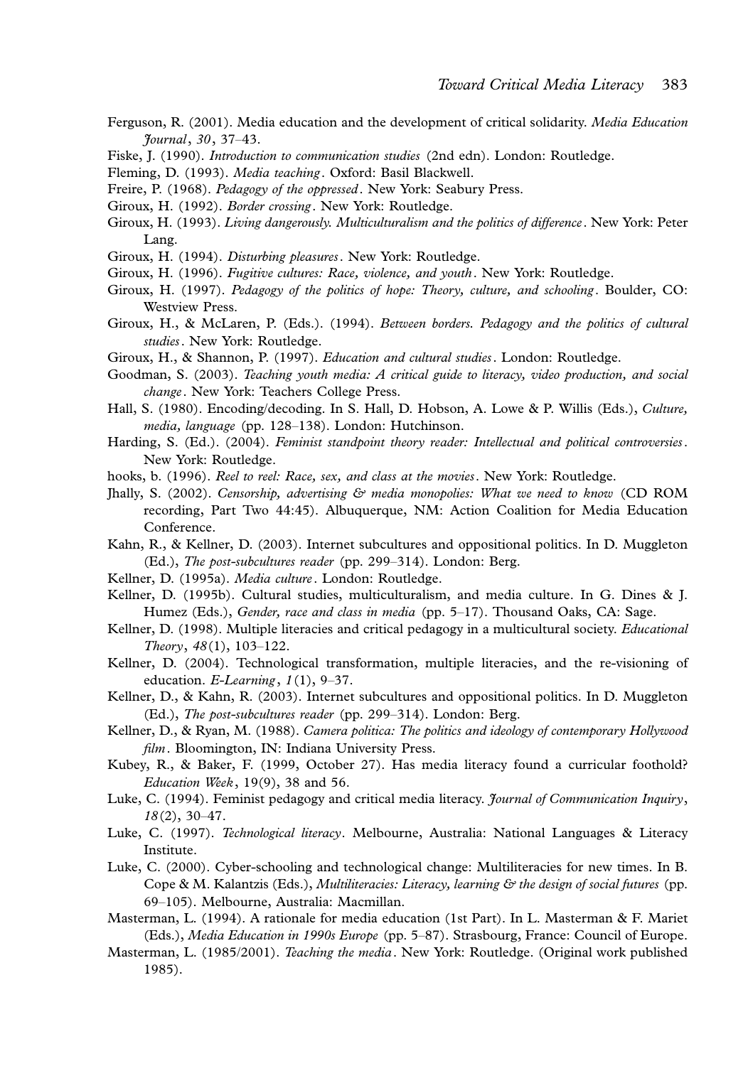Ferguson, R. (2001). Media education and the development of critical solidarity. *Media Education Journal*, *30*, 37–43.

Fiske, J. (1990). *Introduction to communication studies* (2nd edn). London: Routledge.

Fleming, D. (1993). *Media teaching*. Oxford: Basil Blackwell.

Freire, P. (1968). *Pedagogy of the oppressed*. New York: Seabury Press.

Giroux, H. (1992). *Border crossing*. New York: Routledge.

Giroux, H. (1993). *Living dangerously. Multiculturalism and the politics of difference*. New York: Peter Lang.

Giroux, H. (1994). *Disturbing pleasures*. New York: Routledge.

Giroux, H. (1996). *Fugitive cultures: Race, violence, and youth*. New York: Routledge.

Giroux, H. (1997). *Pedagogy of the politics of hope: Theory, culture, and schooling*. Boulder, CO: Westview Press.

Giroux, H., & McLaren, P. (Eds.). (1994). *Between borders. Pedagogy and the politics of cultural studies*. New York: Routledge.

Giroux, H., & Shannon, P. (1997). *Education and cultural studies*. London: Routledge.

Goodman, S. (2003). *Teaching youth media: A critical guide to literacy, video production, and social change*. New York: Teachers College Press.

Hall, S. (1980). Encoding/decoding. In S. Hall, D. Hobson, A. Lowe & P. Willis (Eds.), *Culture, media, language* (pp. 128–138). London: Hutchinson.

Harding, S. (Ed.). (2004). *Feminist standpoint theory reader: Intellectual and political controversies*. New York: Routledge.

hooks, b. (1996). *Reel to reel: Race, sex, and class at the movies*. New York: Routledge.

Jhally, S. (2002). *Censorship, advertising & media monopolies: What we need to know* (CD ROM recording, Part Two 44:45). Albuquerque, NM: Action Coalition for Media Education Conference.

Kahn, R., & Kellner, D. (2003). Internet subcultures and oppositional politics. In D. Muggleton (Ed.), *The post-subcultures reader* (pp. 299–314). London: Berg.

Kellner, D. (1995a). *Media culture*. London: Routledge.

Kellner, D. (1995b). Cultural studies, multiculturalism, and media culture. In G. Dines & J. Humez (Eds.), *Gender, race and class in media* (pp. 5–17). Thousand Oaks, CA: Sage.

Kellner, D. (1998). Multiple literacies and critical pedagogy in a multicultural society. *Educational Theory*, *48*(1), 103–122.

Kellner, D. (2004). Technological transformation, multiple literacies, and the re-visioning of education. *E-Learning*, *1*(1), 9–37.

Kellner, D., & Kahn, R. (2003). Internet subcultures and oppositional politics. In D. Muggleton (Ed.), *The post-subcultures reader* (pp. 299–314). London: Berg.

Kellner, D., & Ryan, M. (1988). *Camera politica: The politics and ideology of contemporary Hollywood film*. Bloomington, IN: Indiana University Press.

Kubey, R., & Baker, F. (1999, October 27). Has media literacy found a curricular foothold? *Education Week*, 19(9), 38 and 56.

Luke, C. (1994). Feminist pedagogy and critical media literacy. *Journal of Communication Inquiry*, *18*(2), 30–47.

Luke, C. (1997). *Technological literacy*. Melbourne, Australia: National Languages & Literacy Institute.

Luke, C. (2000). Cyber-schooling and technological change: Multiliteracies for new times. In B. Cope & M. Kalantzis (Eds.), *Multiliteracies: Literacy, learning & the design of social futures* (pp. 69–105). Melbourne, Australia: Macmillan.

Masterman, L. (1994). A rationale for media education (1st Part). In L. Masterman & F. Mariet (Eds.), *Media Education in 1990s Europe* (pp. 5–87). Strasbourg, France: Council of Europe.

Masterman, L. (1985/2001). *Teaching the media*. New York: Routledge. (Original work published 1985).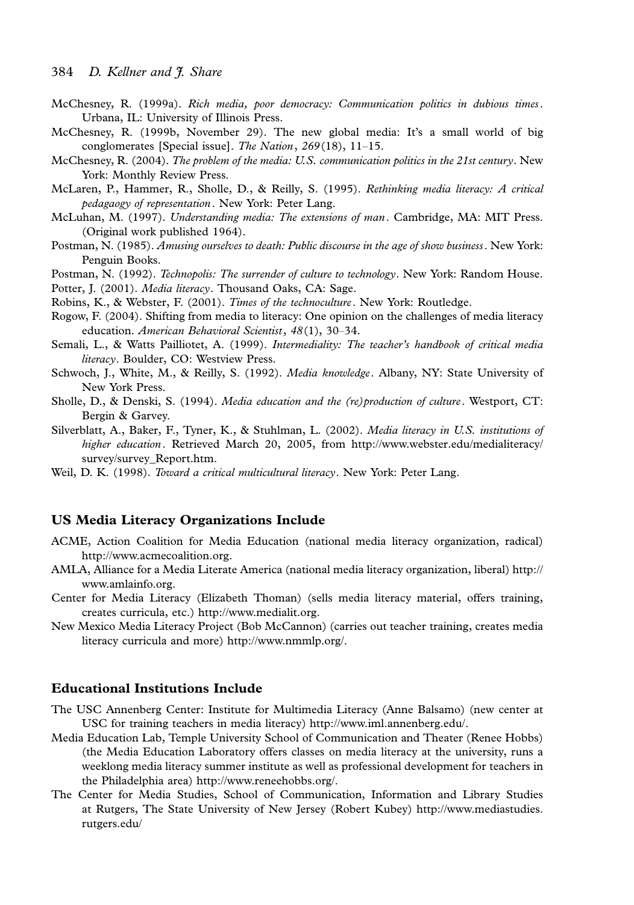McChesney, R. (1999a). *Rich media, poor democracy: Communication politics in dubious times*. Urbana, IL: University of Illinois Press.

McChesney, R. (1999b, November 29). The new global media: It's a small world of big conglomerates [Special issue]. *The Nation*, *269*(18), 11–15.

McChesney, R. (2004). *The problem of the media: U.S. communication politics in the 21st century*. New York: Monthly Review Press.

McLaren, P., Hammer, R., Sholle, D., & Reilly, S. (1995). *Rethinking media literacy: A critical pedagaogy of representation*. New York: Peter Lang.

McLuhan, M. (1997). *Understanding media: The extensions of man*. Cambridge, MA: MIT Press. (Original work published 1964).

Postman, N. (1985). *Amusing ourselves to death: Public discourse in the age of show business*. New York: Penguin Books.

Postman, N. (1992). *Technopolis: The surrender of culture to technology*. New York: Random House.

Potter, J. (2001). *Media literacy*. Thousand Oaks, CA: Sage.

Robins, K., & Webster, F. (2001). *Times of the technoculture*. New York: Routledge.

Rogow, F. (2004). Shifting from media to literacy: One opinion on the challenges of media literacy education. *American Behavioral Scientist*, *48*(1), 30–34.

Semali, L., & Watts Pailliotet, A. (1999). *Intermediality: The teacher's handbook of critical media literacy*. Boulder, CO: Westview Press.

Schwoch, J., White, M., & Reilly, S. (1992). *Media knowledge*. Albany, NY: State University of New York Press.

Sholle, D., & Denski, S. (1994). *Media education and the (re)production of culture*. Westport, CT: Bergin & Garvey.

Silverblatt, A., Baker, F., Tyner, K., & Stuhlman, L. (2002). *Media literacy in U.S. institutions of higher education*. Retrieved March 20, 2005, from http://www.webster.edu/medialiteracy/survey/survey_Report.htm.

Weil, D. K. (1998). *Toward a critical multicultural literacy*. New York: Peter Lang.

## US Media Literacy Organizations Include

ACME, Action Coalition for Media Education (national media literacy organization, radical) http://www.acmecoalition.org.

AMLA, Alliance for a Media Literate America (national media literacy organization, liberal) http://www.amlainfo.org.

Center for Media Literacy (Elizabeth Thoman) (sells media literacy material, offers training, creates curricula, etc.) http://www.medialit.org.

New Mexico Media Literacy Project (Bob McCannon) (carries out teacher training, creates media literacy curricula and more) http://www.nmmlp.org/.

## Educational Institutions Include

The USC Annenberg Center: Institute for Multimedia Literacy (Anne Balsamo) (new center at USC for training teachers in media literacy) http://www.iml.annenberg.edu/.

Media Education Lab, Temple University School of Communication and Theater (Renee Hobbs) (the Media Education Laboratory offers classes on media literacy at the university, runs a weeklong media literacy summer institute as well as professional development for teachers in the Philadelphia area) http://www.reneehobbs.org/.

The Center for Media Studies, School of Communication, Information and Library Studies at Rutgers, The State University of New Jersey (Robert Kubey) http://www.mediastudies.rutgers.edu/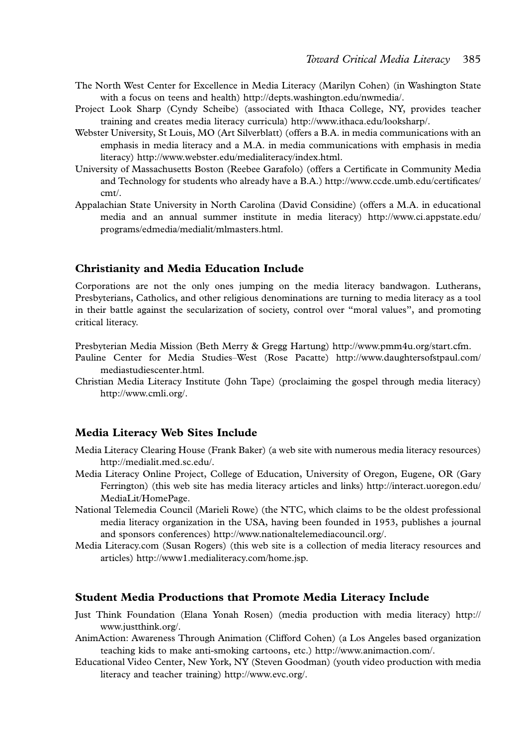The North West Center for Excellence in Media Literacy (Marilyn Cohen) (in Washington State with a focus on teens and health) http://depts.washington.edu/nwmedia/.

Project Look Sharp (Cyndy Scheibe) (associated with Ithaca College, NY, provides teacher training and creates media literacy curricula) http://www.ithaca.edu/looksharp/.

Webster University, St Louis, MO (Art Silverblatt) (offers a B.A. in media communications with an emphasis in media literacy and a M.A. in media communications with emphasis in media literacy) http://www.webster.edu/medialiteracy/index.html.

University of Massachusetts Boston (Reebee Garafolo) (offers a Certificate in Community Media and Technology for students who already have a B.A.) http://www.ccde.umb.edu/certificates/cmt/.

Appalachian State University in North Carolina (David Considine) (offers a M.A. in educational media and an annual summer institute in media literacy) http://www.ci.appstate.edu/programs/edmedia/medialit/mlmasters.html.

### Christianity and Media Education Include

Corporations are not the only ones jumping on the media literacy bandwagon. Lutherans, Presbyterians, Catholics, and other religious denominations are turning to media literacy as a tool in their battle against the secularization of society, control over "moral values", and promoting critical literacy.

Presbyterian Media Mission (Beth Merry & Gregg Hartung) http://www.pmm4u.org/start.cfm.

Pauline Center for Media Studies–West (Rose Pacatte) http://www.daughtersofstpaul.com/mediastudiescenter.html.

Christian Media Literacy Institute (John Tape) (proclaiming the gospel through media literacy) http://www.cmli.org/.

### Media Literacy Web Sites Include

Media Literacy Clearing House (Frank Baker) (a web site with numerous media literacy resources) http://medialit.med.sc.edu/.

Media Literacy Online Project, College of Education, University of Oregon, Eugene, OR (Gary Ferrington) (this web site has media literacy articles and links) http://interact.uoregon.edu/MediaLit/HomePage.

National Telemedia Council (Marieli Rowe) (the NTC, which claims to be the oldest professional media literacy organization in the USA, having been founded in 1953, publishes a journal and sponsors conferences) http://www.nationaltelemediacouncil.org/.

Media Literacy.com (Susan Rogers) (this web site is a collection of media literacy resources and articles) http://www1.medialiteracy.com/home.jsp.

### Student Media Productions that Promote Media Literacy Include

Just Think Foundation (Elana Yonah Rosen) (media production with media literacy) http://www.justthink.org/.

AnimAction: Awareness Through Animation (Clifford Cohen) (a Los Angeles based organization teaching kids to make anti-smoking cartoons, etc.) http://www.animaction.com/.

Educational Video Center, New York, NY (Steven Goodman) (youth video production with media literacy and teacher training) http://www.evc.org/.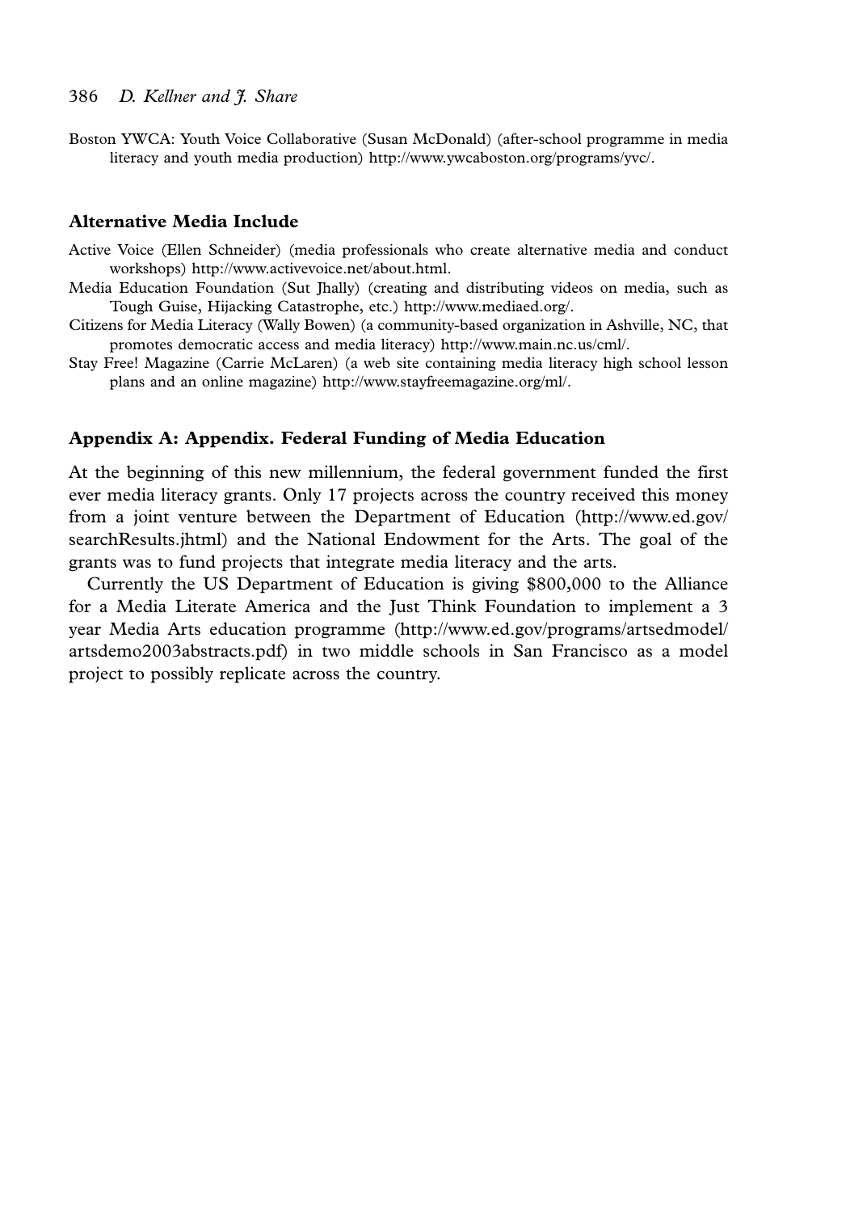Boston YWCA: Youth Voice Collaborative (Susan McDonald) (after-school programme in media literacy and youth media production) http://www.ywcaboston.org/programs/yvc/.

## Alternative Media Include

Active Voice (Ellen Schneider) (media professionals who create alternative media and conduct workshops) http://www.activevoice.net/about.html.

Media Education Foundation (Sut Jhally) (creating and distributing videos on media, such as Tough Guise, Hijacking Catastrophe, etc.) http://www.mediaed.org/.

Citizens for Media Literacy (Wally Bowen) (a community-based organization in Ashville, NC, that promotes democratic access and media literacy) http://www.main.nc.us/cml/.

Stay Free! Magazine (Carrie McLaren) (a web site containing media literacy high school lesson plans and an online magazine) http://www.stayfreemagazine.org/ml/.

## Appendix A: Appendix. Federal Funding of Media Education

At the beginning of this new millennium, the federal government funded the first ever media literacy grants. Only 17 projects across the country received this money from a joint venture between the Department of Education (http://www.ed.gov/searchResults.jhtml) and the National Endowment for the Arts. The goal of the grants was to fund projects that integrate media literacy and the arts.

Currently the US Department of Education is giving $800,000 to the Alliance for a Media Literate America and the Just Think Foundation to implement a 3 year Media Arts education programme (http://www.ed.gov/programs/artsedmodel/artsdemo2003abstracts.pdf) in two middle schools in San Francisco as a model project to possibly replicate across the country.